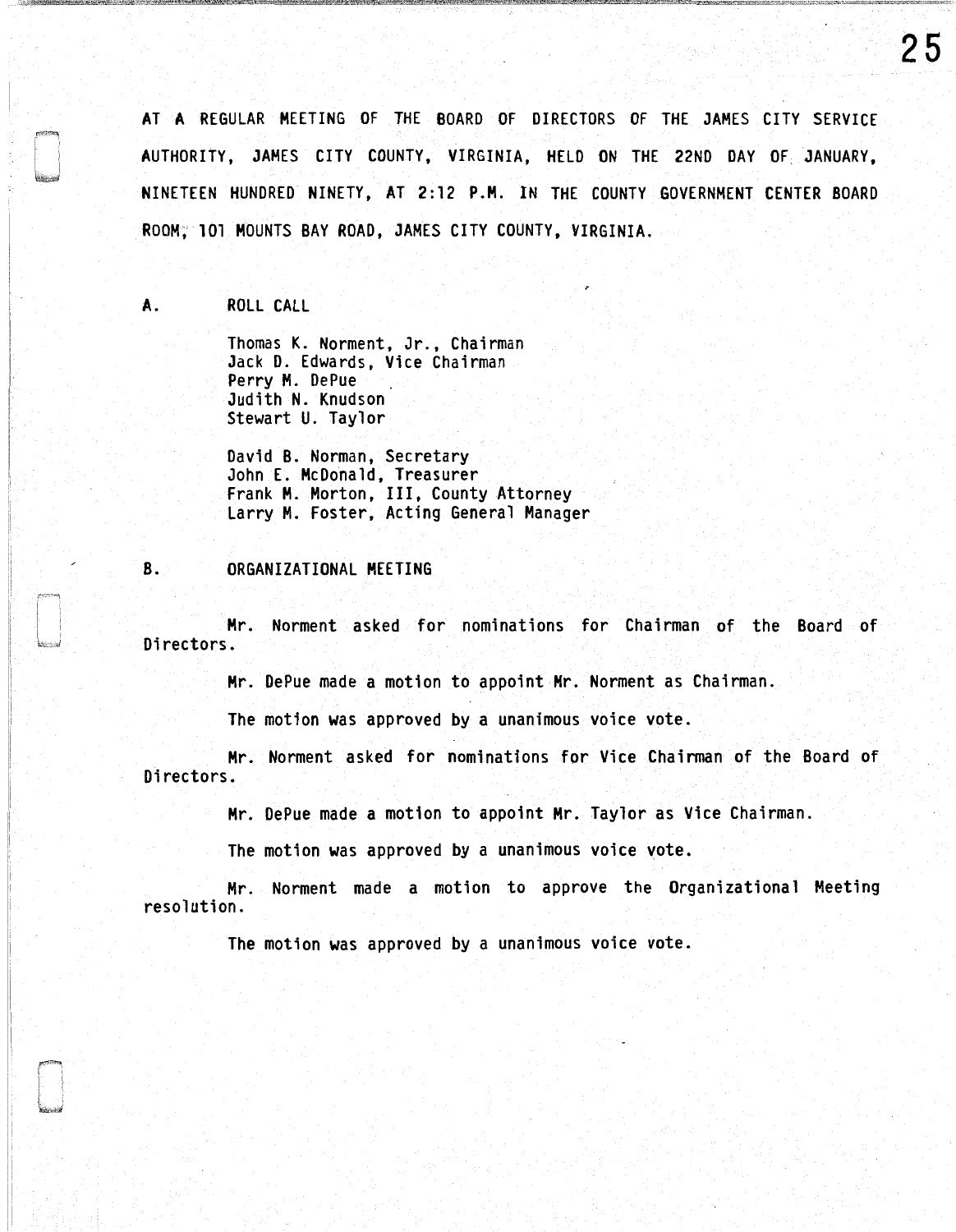AT A REGULAR MEETING OF THE BOARD OF DIRECTORS OF THE JAMES CITY SERVICE AUTHORITY, JAMES CITY COUNTY, VIRGINIA, HELD ON THE 22ND DAY OF JANUARY, NINETEEN HUNDRED NINETY, AT 2:12 P.M. IN THE COUNTY GOVERNMENT CENTER BOARD ROOM, 101 MOUNTS BAY ROAD, JAMES CITY COUNTY, VIRGINIA.

## A. ROLL CALL

Thomas K. Norment, Jr., Chairman
Jack D. Edwards, Vice Chairman
Perry M. DePue
Judith N. Knudson
Stewart U. Taylor

David B. Norman, Secretary
John E. McDonald, Treasurer
Frank M. Morton, III, County Attorney
Larry M. Foster, Acting General Manager

## B. ORGANIZATIONAL MEETING

Mr. Norment asked for nominations for Chairman of the Board of Directors.

Mr. DePue made a motion to appoint Mr. Norment as Chairman.

The motion was approved by a unanimous voice vote.

Mr. Norment asked for nominations for Vice Chairman of the Board of Directors.

Mr. DePue made a motion to appoint Mr. Taylor as Vice Chairman.

The motion was approved by a unanimous voice vote.

Mr. Norment made a motion to approve the Organizational Meeting resolution.

The motion was approved by a unanimous voice vote.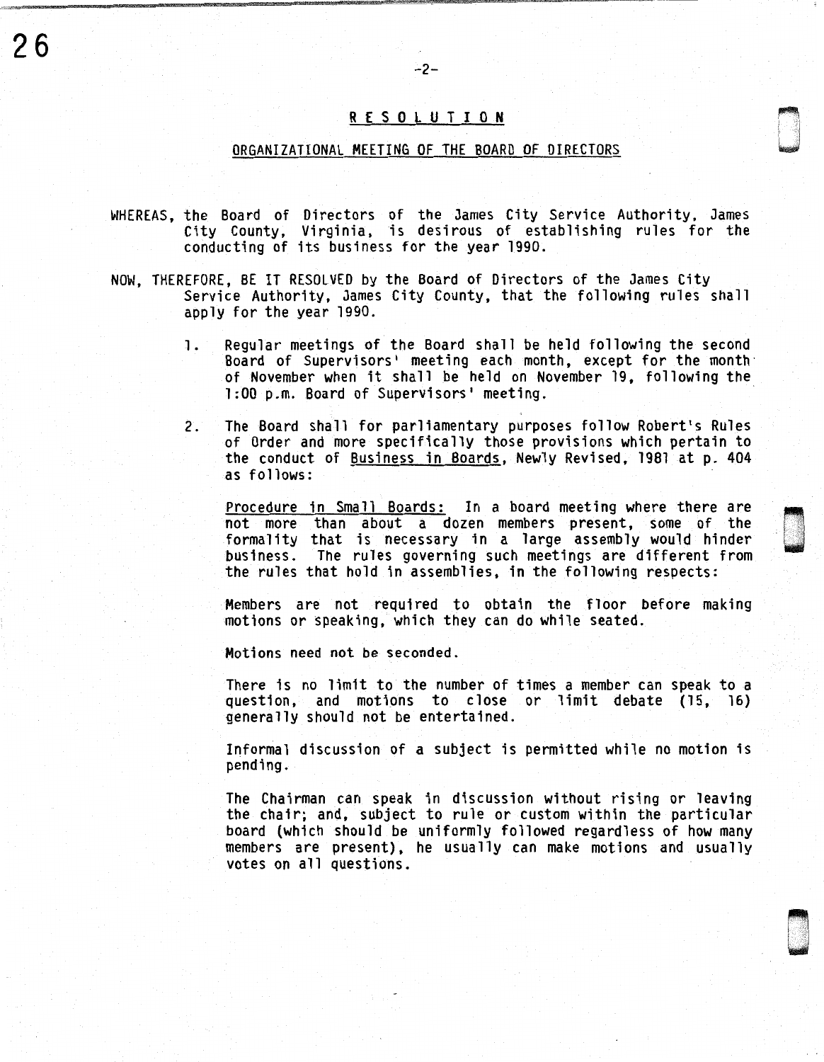## RESOLUTION

### ORGANIZATIONAL MEETING OF THE BOARD OF DIRECTORS

WHEREAS, the Board of Directors of the James City Service Authority, James City County, Virginia, is desirous of establishing rules for the conducting of its business for the year 1990.

NOW, THEREFORE, BE IT RESOLVED by the Board of Directors of the James City Service Authority, James City County, that the following rules shall apply for the year 1990.

1. Regular meetings of the Board shall be held following the second Board of Supervisors' meeting each month, except for the month of November when it shall be held on November 19, following the 1:00 p.m. Board of Supervisors' meeting.

2. The Board shall for parliamentary purposes follow Robert's Rules of Order and more specifically those provisions which pertain to the conduct of Business in Boards, Newly Revised, 1981 at p. 404 as follows:

   Procedure in Small Boards: In a board meeting where there are not more than about a dozen members present, some of the formality that is necessary in a large assembly would hinder business. The rules governing such meetings are different from the rules that hold in assemblies, in the following respects:

   Members are not required to obtain the floor before making motions or speaking, which they can do while seated.

   Motions need not be seconded.

   There is no limit to the number of times a member can speak to a question, and motions to close or limit debate (15, 16) generally should not be entertained.

   Informal discussion of a subject is permitted while no motion is pending.

   The Chairman can speak in discussion without rising or leaving the chair; and, subject to rule or custom within the particular board (which should be uniformly followed regardless of how many members are present), he usually can make motions and usually votes on all questions.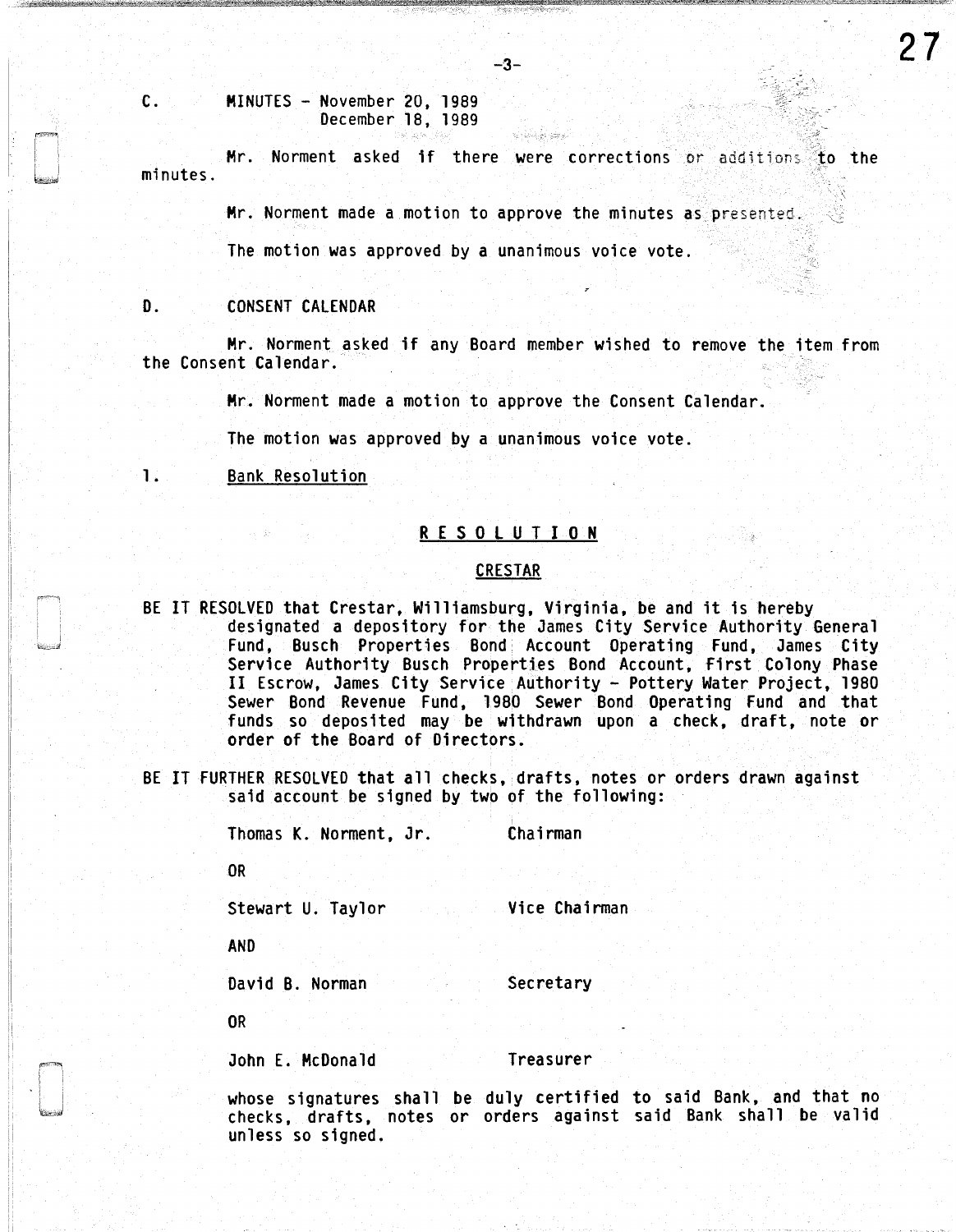C. MINUTES - November 20, 1989
December 18, 1989

Mr. Norment asked if there were corrections or additions to the minutes.

Mr. Norment made a motion to approve the minutes as presented.

The motion was approved by a unanimous voice vote.

D. CONSENT CALENDAR

Mr. Norment asked if any Board member wished to remove the item from the Consent Calendar.

Mr. Norment made a motion to approve the Consent Calendar.

The motion was approved by a unanimous voice vote.

1. Bank Resolution

## R E S O L U T I O N

### CRESTAR

BE IT RESOLVED that Crestar, Williamsburg, Virginia, be and it is hereby designated a depository for the James City Service Authority General Fund, Busch Properties Bond Account Operating Fund, James City Service Authority Busch Properties Bond Account, First Colony Phase II Escrow, James City Service Authority - Pottery Water Project, 1980 Sewer Bond Revenue Fund, 1980 Sewer Bond Operating Fund and that funds so deposited may be withdrawn upon a check, draft, note or order of the Board of Directors.

BE IT FURTHER RESOLVED that all checks, drafts, notes or orders drawn against said account be signed by two of the following:

Thomas K. Norment, Jr. — Chairman

OR

Stewart U. Taylor — Vice Chairman

AND

David B. Norman — Secretary

OR

John E. McDonald — Treasurer

whose signatures shall be duly certified to said Bank, and that no checks, drafts, notes or orders against said Bank shall be valid unless so signed.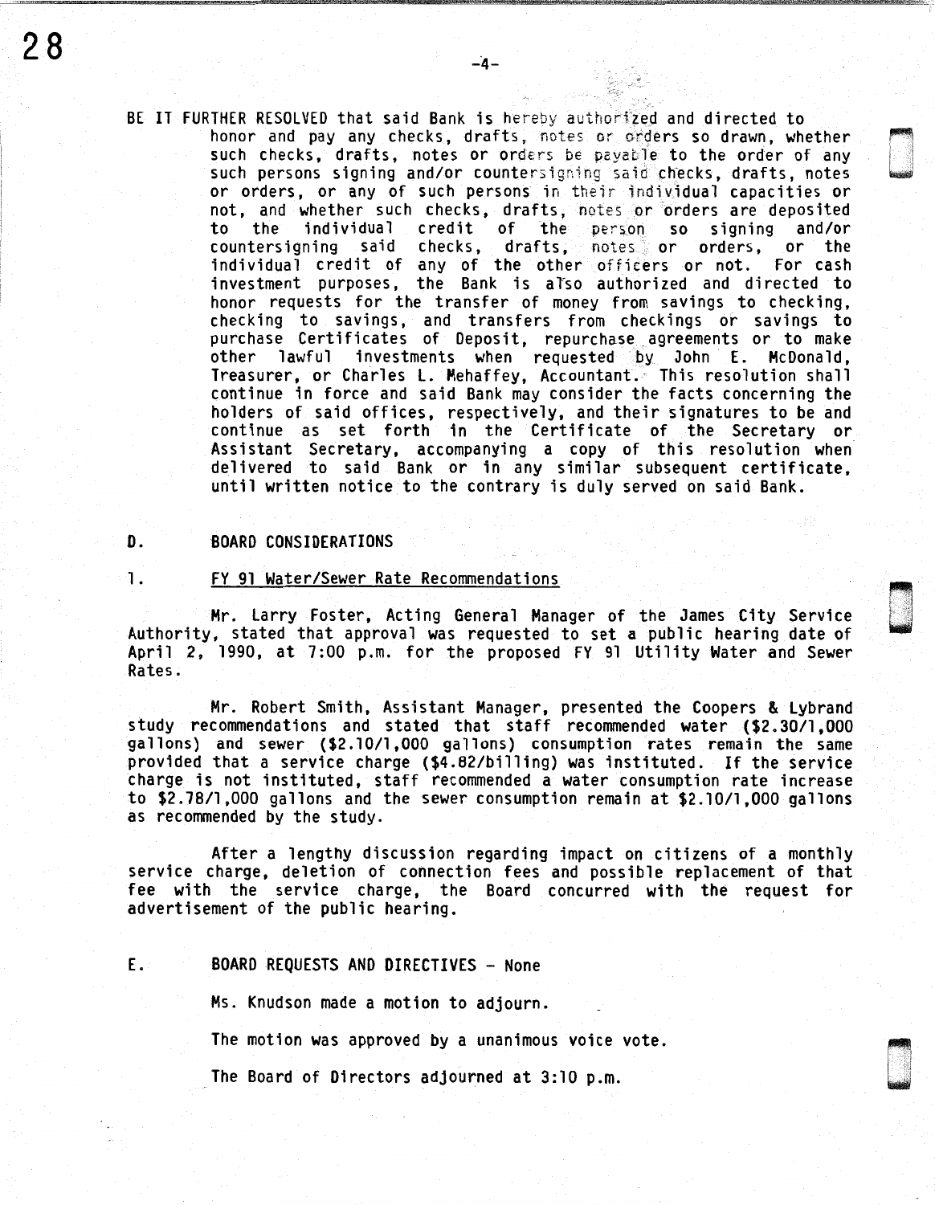BE IT FURTHER RESOLVED that said Bank is hereby authorized and directed to honor and pay any checks, drafts, notes or orders so drawn, whether such checks, drafts, notes or orders be payable to the order of any such persons signing and/or countersigning said checks, drafts, notes or orders, or any of such persons in their individual capacities or not, and whether such checks, drafts, notes or orders are deposited to the individual credit of the person so signing and/or countersigning said checks, drafts, notes or orders, or the individual credit of any of the other officers or not. For cash investment purposes, the Bank is also authorized and directed to honor requests for the transfer of money from savings to checking, checking to savings, and transfers from checkings or savings to purchase Certificates of Deposit, repurchase agreements or to make other lawful investments when requested by John E. McDonald, Treasurer, or Charles L. Mehaffey, Accountant. This resolution shall continue in force and said Bank may consider the facts concerning the holders of said offices, respectively, and their signatures to be and continue as set forth in the Certificate of the Secretary or Assistant Secretary, accompanying a copy of this resolution when delivered to said Bank or in any similar subsequent certificate, until written notice to the contrary is duly served on said Bank.

## D. BOARD CONSIDERATIONS

### 1. FY 91 Water/Sewer Rate Recommendations

Mr. Larry Foster, Acting General Manager of the James City Service Authority, stated that approval was requested to set a public hearing date of April 2, 1990, at 7:00 p.m. for the proposed FY 91 Utility Water and Sewer Rates.

Mr. Robert Smith, Assistant Manager, presented the Coopers & Lybrand study recommendations and stated that staff recommended water ($2.30/1,000 gallons) and sewer ($2.10/1,000 gallons) consumption rates remain the same provided that a service charge ($4.82/billing) was instituted. If the service charge is not instituted, staff recommended a water consumption rate increase to $2.78/1,000 gallons and the sewer consumption remain at $2.10/1,000 gallons as recommended by the study.

After a lengthy discussion regarding impact on citizens of a monthly service charge, deletion of connection fees and possible replacement of that fee with the service charge, the Board concurred with the request for advertisement of the public hearing.

## E. BOARD REQUESTS AND DIRECTIVES - None

Ms. Knudson made a motion to adjourn.

The motion was approved by a unanimous voice vote.

The Board of Directors adjourned at 3:10 p.m.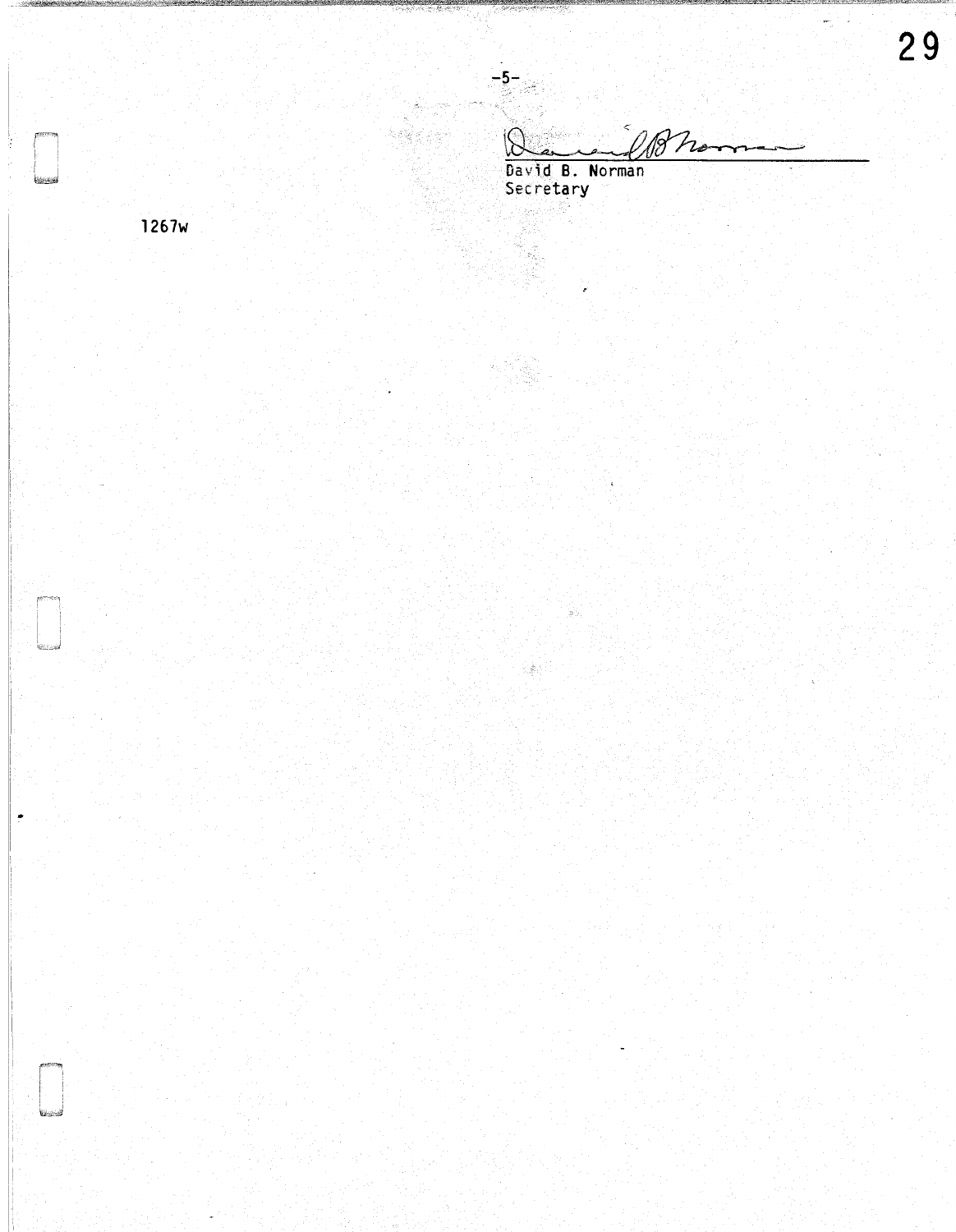David B. Norman
Secretary

1267w